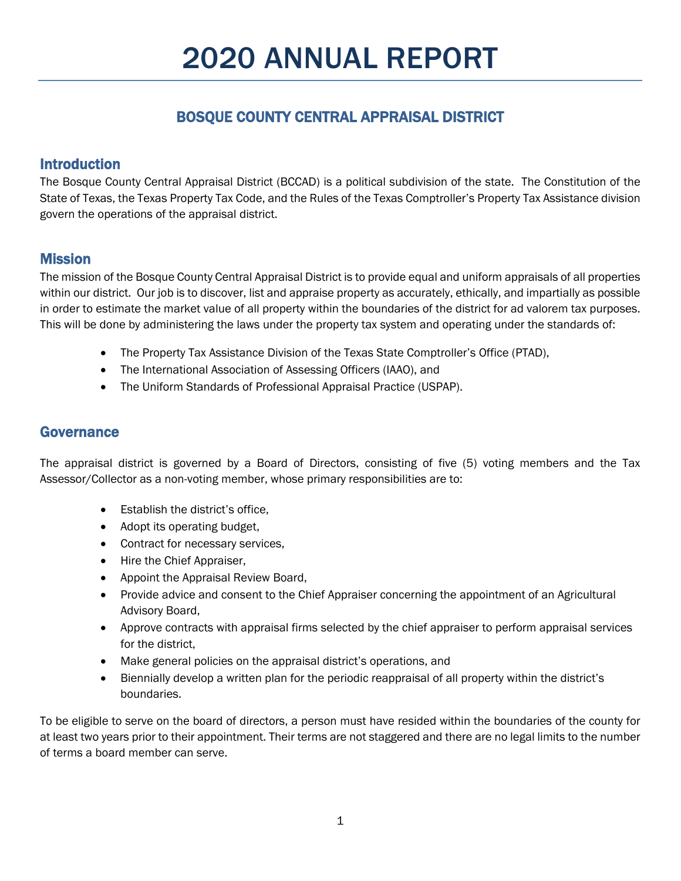# 2020 ANNUAL REPORT

## BOSQUE COUNTY CENTRAL APPRAISAL DISTRICT

### Introduction

The Bosque County Central Appraisal District (BCCAD) is a political subdivision of the state. The Constitution of the State of Texas, the Texas Property Tax Code, and the Rules of the Texas Comptroller's Property Tax Assistance division govern the operations of the appraisal district.

### Mission

The mission of the Bosque County Central Appraisal District is to provide equal and uniform appraisals of all properties within our district. Our job is to discover, list and appraise property as accurately, ethically, and impartially as possible in order to estimate the market value of all property within the boundaries of the district for ad valorem tax purposes. This will be done by administering the laws under the property tax system and operating under the standards of:

- The Property Tax Assistance Division of the Texas State Comptroller's Office (PTAD),
- The International Association of Assessing Officers (IAAO), and
- The Uniform Standards of Professional Appraisal Practice (USPAP).

### Governance

The appraisal district is governed by a Board of Directors, consisting of five (5) voting members and the Tax Assessor/Collector as a non-voting member, whose primary responsibilities are to:

- Establish the district's office,
- Adopt its operating budget,
- Contract for necessary services,
- Hire the Chief Appraiser,
- Appoint the Appraisal Review Board,
- Provide advice and consent to the Chief Appraiser concerning the appointment of an Agricultural Advisory Board,
- Approve contracts with appraisal firms selected by the chief appraiser to perform appraisal services for the district,
- Make general policies on the appraisal district's operations, and
- Biennially develop a written plan for the periodic reappraisal of all property within the district's boundaries.

To be eligible to serve on the board of directors, a person must have resided within the boundaries of the county for at least two years prior to their appointment. Their terms are not staggered and there are no legal limits to the number of terms a board member can serve.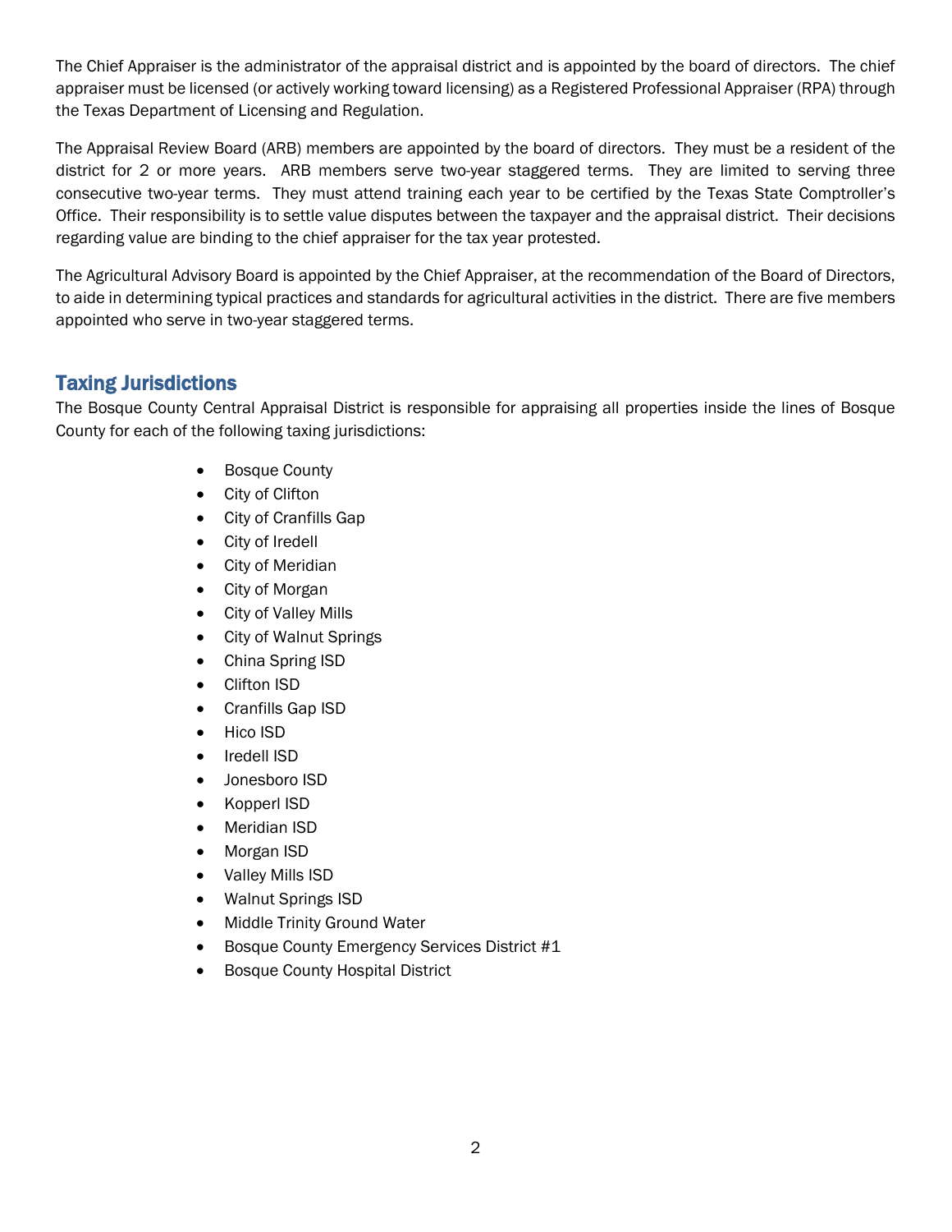The Chief Appraiser is the administrator of the appraisal district and is appointed by the board of directors. The chief appraiser must be licensed (or actively working toward licensing) as a Registered Professional Appraiser (RPA) through the Texas Department of Licensing and Regulation.

The Appraisal Review Board (ARB) members are appointed by the board of directors. They must be a resident of the district for 2 or more years. ARB members serve two-year staggered terms. They are limited to serving three consecutive two-year terms. They must attend training each year to be certified by the Texas State Comptroller's Office. Their responsibility is to settle value disputes between the taxpayer and the appraisal district. Their decisions regarding value are binding to the chief appraiser for the tax year protested.

The Agricultural Advisory Board is appointed by the Chief Appraiser, at the recommendation of the Board of Directors, to aide in determining typical practices and standards for agricultural activities in the district. There are five members appointed who serve in two-year staggered terms.

## Taxing Jurisdictions

The Bosque County Central Appraisal District is responsible for appraising all properties inside the lines of Bosque County for each of the following taxing jurisdictions:

- Bosque County
- City of Clifton
- City of Cranfills Gap
- City of Iredell
- City of Meridian
- City of Morgan
- City of Valley Mills
- City of Walnut Springs
- China Spring ISD
- Clifton ISD
- Cranfills Gap ISD
- Hico ISD
- Iredell ISD
- Jonesboro ISD
- Kopperl ISD
- Meridian ISD
- Morgan ISD
- Valley Mills ISD
- Walnut Springs ISD
- Middle Trinity Ground Water
- Bosque County Emergency Services District #1
- Bosque County Hospital District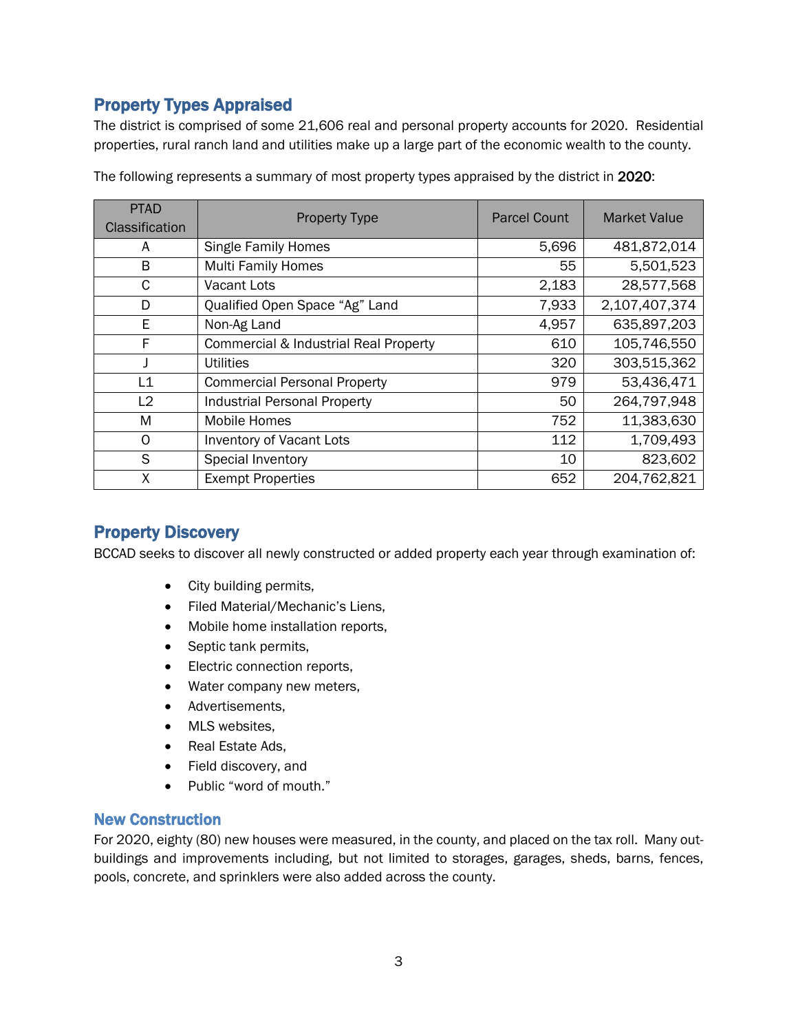## Property Types Appraised

The district is comprised of some 21,606 real and personal property accounts for 2020. Residential properties, rural ranch land and utilities make up a large part of the economic wealth to the county.

The following represents a summary of most property types appraised by the district in **2020**:

| PTAD Classification | Property Type | Parcel Count | Market Value |
|---|---|---|---|
| A | Single Family Homes | 5,696 | 481,872,014 |
| B | Multi Family Homes | 55 | 5,501,523 |
| C | Vacant Lots | 2,183 | 28,577,568 |
| D | Qualified Open Space "Ag" Land | 7,933 | 2,107,407,374 |
| E | Non-Ag Land | 4,957 | 635,897,203 |
| F | Commercial & Industrial Real Property | 610 | 105,746,550 |
| J | Utilities | 320 | 303,515,362 |
| L1 | Commercial Personal Property | 979 | 53,436,471 |
| L2 | Industrial Personal Property | 50 | 264,797,948 |
| M | Mobile Homes | 752 | 11,383,630 |
| O | Inventory of Vacant Lots | 112 | 1,709,493 |
| S | Special Inventory | 10 | 823,602 |
| X | Exempt Properties | 652 | 204,762,821 |

## Property Discovery

BCCAD seeks to discover all newly constructed or added property each year through examination of:

- City building permits,
- Filed Material/Mechanic's Liens,
- Mobile home installation reports,
- Septic tank permits,
- Electric connection reports,
- Water company new meters,
- Advertisements,
- MLS websites,
- Real Estate Ads,
- Field discovery, and
- Public "word of mouth."

### New Construction

For 2020, eighty (80) new houses were measured, in the county, and placed on the tax roll. Many out-buildings and improvements including, but not limited to storages, garages, sheds, barns, fences, pools, concrete, and sprinklers were also added across the county.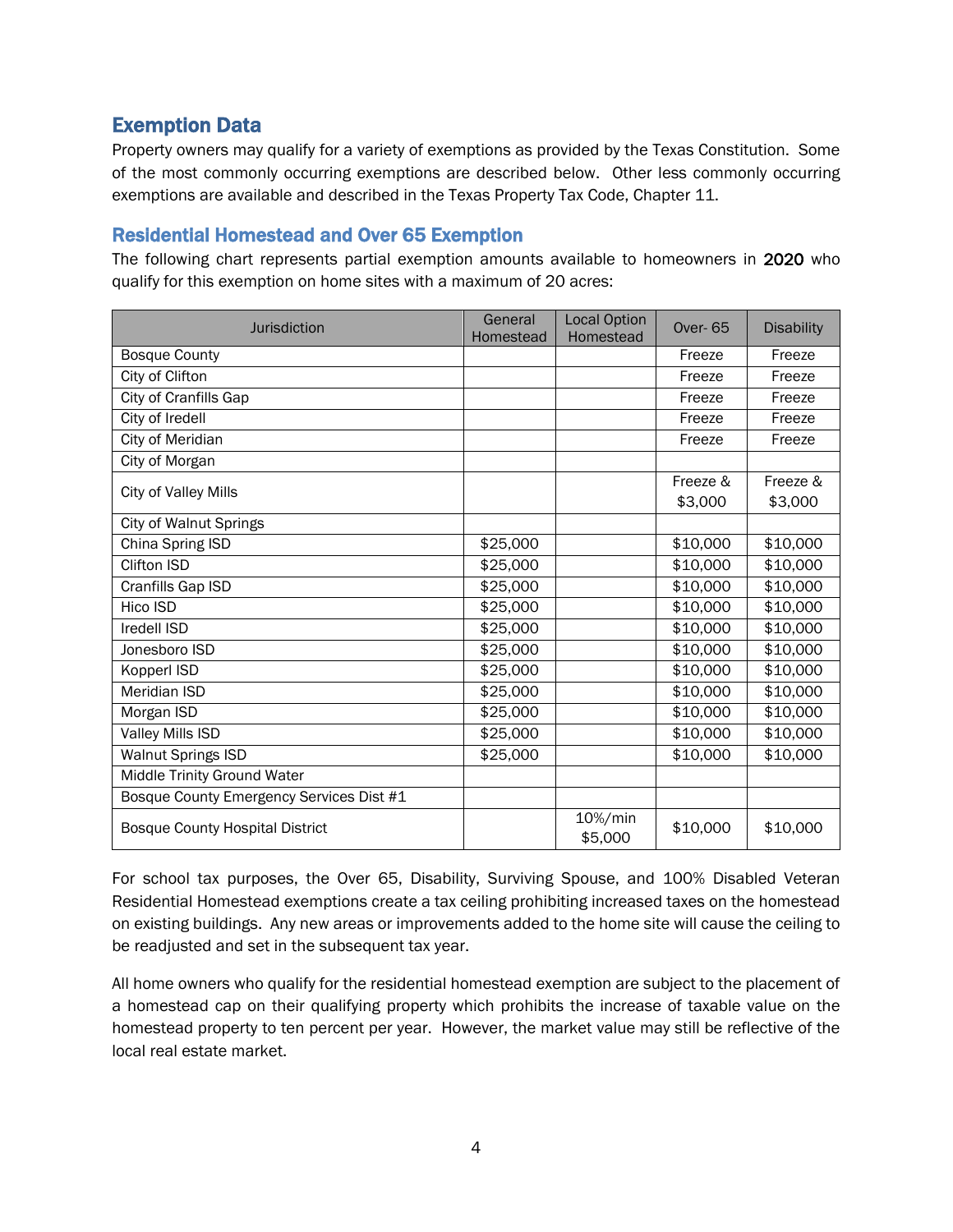## Exemption Data

Property owners may qualify for a variety of exemptions as provided by the Texas Constitution. Some of the most commonly occurring exemptions are described below. Other less commonly occurring exemptions are available and described in the Texas Property Tax Code, Chapter 11.

### Residential Homestead and Over 65 Exemption

The following chart represents partial exemption amounts available to homeowners in 2020 who qualify for this exemption on home sites with a maximum of 20 acres:

| Jurisdiction | General Homestead | Local Option Homestead | Over- 65 | Disability |
|---|---|---|---|---|
| Bosque County | | | Freeze | Freeze |
| City of Clifton | | | Freeze | Freeze |
| City of Cranfills Gap | | | Freeze | Freeze |
| City of Iredell | | | Freeze | Freeze |
| City of Meridian | | | Freeze | Freeze |
| City of Morgan | | | | |
| City of Valley Mills | | | Freeze & $3,000 | Freeze & $3,000 |
| City of Walnut Springs | | | | |
| China Spring ISD | $25,000 | | $10,000 | $10,000 |
| Clifton ISD | $25,000 | | $10,000 | $10,000 |
| Cranfills Gap ISD | $25,000 | | $10,000 | $10,000 |
| Hico ISD | $25,000 | | $10,000 | $10,000 |
| Iredell ISD | $25,000 | | $10,000 | $10,000 |
| Jonesboro ISD | $25,000 | | $10,000 | $10,000 |
| Kopperl ISD | $25,000 | | $10,000 | $10,000 |
| Meridian ISD | $25,000 | | $10,000 | $10,000 |
| Morgan ISD | $25,000 | | $10,000 | $10,000 |
| Valley Mills ISD | $25,000 | | $10,000 | $10,000 |
| Walnut Springs ISD | $25,000 | | $10,000 | $10,000 |
| Middle Trinity Ground Water | | | | |
| Bosque County Emergency Services Dist #1 | | | | |
| Bosque County Hospital District | | 10%/min $5,000 | $10,000 | $10,000 |

For school tax purposes, the Over 65, Disability, Surviving Spouse, and 100% Disabled Veteran Residential Homestead exemptions create a tax ceiling prohibiting increased taxes on the homestead on existing buildings. Any new areas or improvements added to the home site will cause the ceiling to be readjusted and set in the subsequent tax year.

All home owners who qualify for the residential homestead exemption are subject to the placement of a homestead cap on their qualifying property which prohibits the increase of taxable value on the homestead property to ten percent per year. However, the market value may still be reflective of the local real estate market.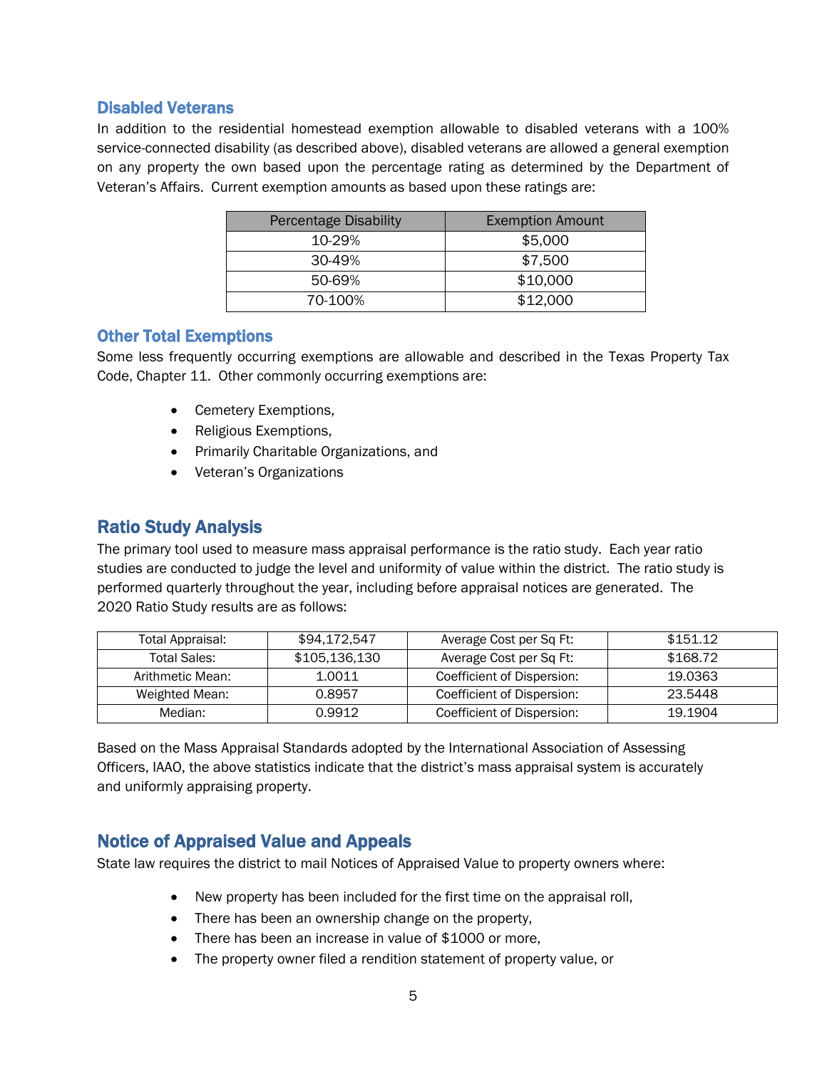## Disabled Veterans

In addition to the residential homestead exemption allowable to disabled veterans with a 100% service-connected disability (as described above), disabled veterans are allowed a general exemption on any property the own based upon the percentage rating as determined by the Department of Veteran's Affairs. Current exemption amounts as based upon these ratings are:

| Percentage Disability | Exemption Amount |
| --- | --- |
| 10-29% | $5,000 |
| 30-49% | $7,500 |
| 50-69% | $10,000 |
| 70-100% | $12,000 |

## Other Total Exemptions

Some less frequently occurring exemptions are allowable and described in the Texas Property Tax Code, Chapter 11. Other commonly occurring exemptions are:

- Cemetery Exemptions,
- Religious Exemptions,
- Primarily Charitable Organizations, and
- Veteran's Organizations

# Ratio Study Analysis

The primary tool used to measure mass appraisal performance is the ratio study. Each year ratio studies are conducted to judge the level and uniformity of value within the district. The ratio study is performed quarterly throughout the year, including before appraisal notices are generated. The 2020 Ratio Study results are as follows:

| | | | |
| --- | --- | --- | --- |
| Total Appraisal: | $94,172,547 | Average Cost per Sq Ft: | $151.12 |
| Total Sales: | $105,136,130 | Average Cost per Sq Ft: | $168.72 |
| Arithmetic Mean: | 1.0011 | Coefficient of Dispersion: | 19.0363 |
| Weighted Mean: | 0.8957 | Coefficient of Dispersion: | 23.5448 |
| Median: | 0.9912 | Coefficient of Dispersion: | 19.1904 |

Based on the Mass Appraisal Standards adopted by the International Association of Assessing Officers, IAAO, the above statistics indicate that the district's mass appraisal system is accurately and uniformly appraising property.

# Notice of Appraised Value and Appeals

State law requires the district to mail Notices of Appraised Value to property owners where:

- New property has been included for the first time on the appraisal roll,
- There has been an ownership change on the property,
- There has been an increase in value of $1000 or more,
- The property owner filed a rendition statement of property value, or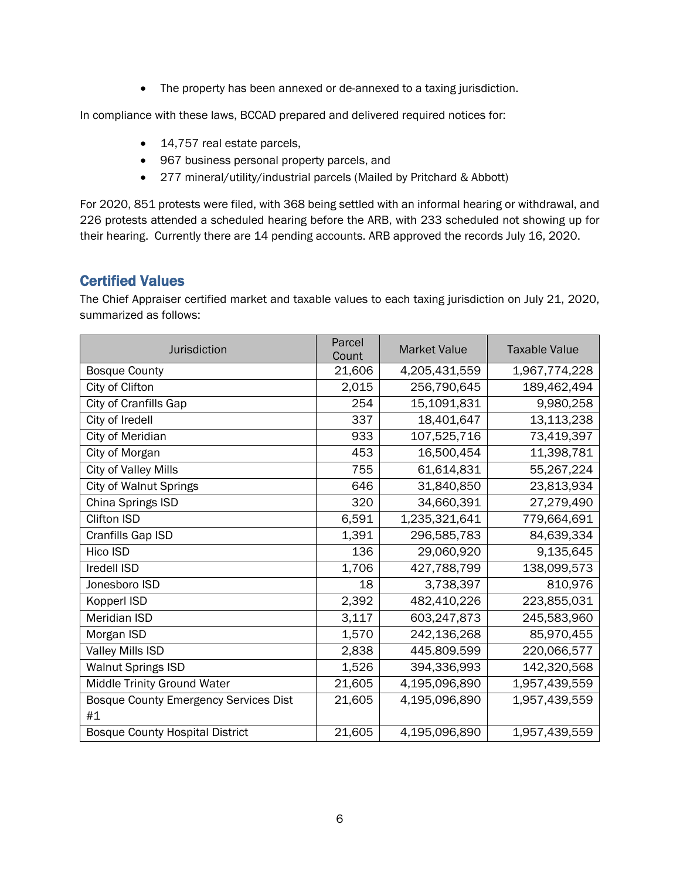- The property has been annexed or de-annexed to a taxing jurisdiction.

In compliance with these laws, BCCAD prepared and delivered required notices for:

- 14,757 real estate parcels,
- 967 business personal property parcels, and
- 277 mineral/utility/industrial parcels (Mailed by Pritchard & Abbott)

For 2020, 851 protests were filed, with 368 being settled with an informal hearing or withdrawal, and 226 protests attended a scheduled hearing before the ARB, with 233 scheduled not showing up for their hearing. Currently there are 14 pending accounts. ARB approved the records July 16, 2020.

## Certified Values

The Chief Appraiser certified market and taxable values to each taxing jurisdiction on July 21, 2020, summarized as follows:

| Jurisdiction | Parcel Count | Market Value | Taxable Value |
|---|---|---|---|
| Bosque County | 21,606 | 4,205,431,559 | 1,967,774,228 |
| City of Clifton | 2,015 | 256,790,645 | 189,462,494 |
| City of Cranfills Gap | 254 | 15,1091,831 | 9,980,258 |
| City of Iredell | 337 | 18,401,647 | 13,113,238 |
| City of Meridian | 933 | 107,525,716 | 73,419,397 |
| City of Morgan | 453 | 16,500,454 | 11,398,781 |
| City of Valley Mills | 755 | 61,614,831 | 55,267,224 |
| City of Walnut Springs | 646 | 31,840,850 | 23,813,934 |
| China Springs ISD | 320 | 34,660,391 | 27,279,490 |
| Clifton ISD | 6,591 | 1,235,321,641 | 779,664,691 |
| Cranfills Gap ISD | 1,391 | 296,585,783 | 84,639,334 |
| Hico ISD | 136 | 29,060,920 | 9,135,645 |
| Iredell ISD | 1,706 | 427,788,799 | 138,099,573 |
| Jonesboro ISD | 18 | 3,738,397 | 810,976 |
| Kopperl ISD | 2,392 | 482,410,226 | 223,855,031 |
| Meridian ISD | 3,117 | 603,247,873 | 245,583,960 |
| Morgan ISD | 1,570 | 242,136,268 | 85,970,455 |
| Valley Mills ISD | 2,838 | 445.809.599 | 220,066,577 |
| Walnut Springs ISD | 1,526 | 394,336,993 | 142,320,568 |
| Middle Trinity Ground Water | 21,605 | 4,195,096,890 | 1,957,439,559 |
| Bosque County Emergency Services Dist #1 | 21,605 | 4,195,096,890 | 1,957,439,559 |
| Bosque County Hospital District | 21,605 | 4,195,096,890 | 1,957,439,559 |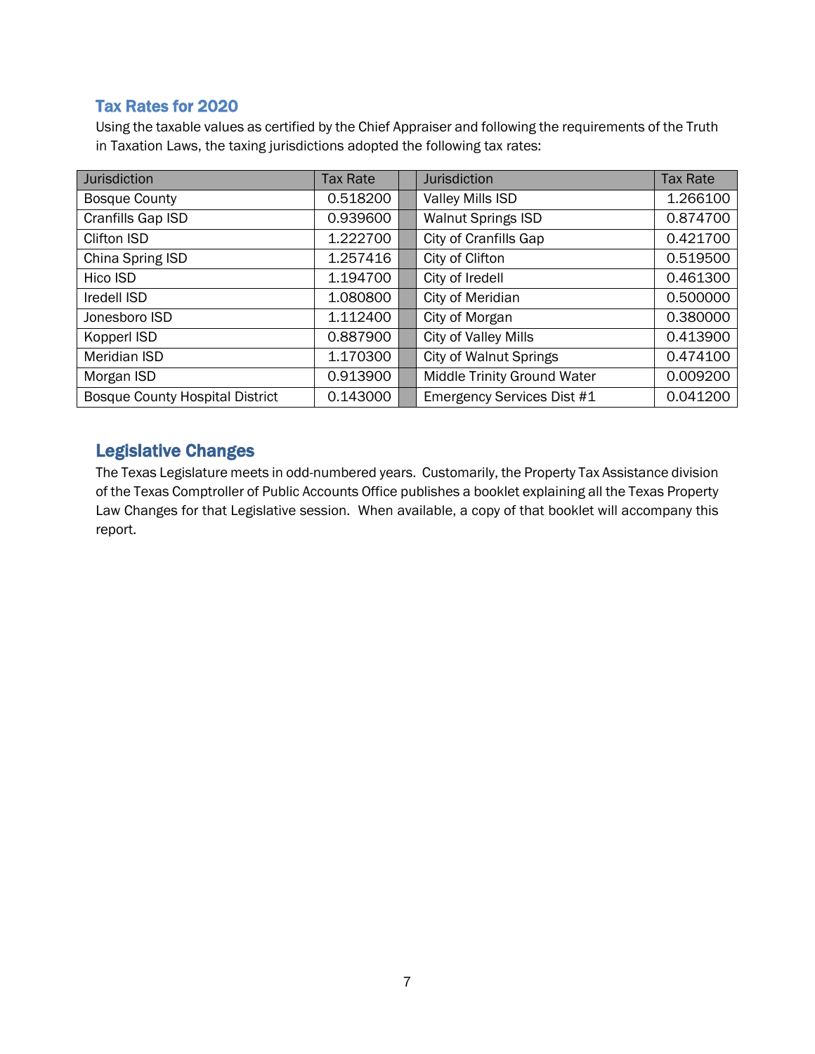## Tax Rates for 2020

Using the taxable values as certified by the Chief Appraiser and following the requirements of the Truth in Taxation Laws, the taxing jurisdictions adopted the following tax rates:

| Jurisdiction | Tax Rate | | Jurisdiction | Tax Rate |
|---|---|---|---|---|
| Bosque County | 0.518200 | | Valley Mills ISD | 1.266100 |
| Cranfills Gap ISD | 0.939600 | | Walnut Springs ISD | 0.874700 |
| Clifton ISD | 1.222700 | | City of Cranfills Gap | 0.421700 |
| China Spring ISD | 1.257416 | | City of Clifton | 0.519500 |
| Hico ISD | 1.194700 | | City of Iredell | 0.461300 |
| Iredell ISD | 1.080800 | | City of Meridian | 0.500000 |
| Jonesboro ISD | 1.112400 | | City of Morgan | 0.380000 |
| Kopperl ISD | 0.887900 | | City of Valley Mills | 0.413900 |
| Meridian ISD | 1.170300 | | City of Walnut Springs | 0.474100 |
| Morgan ISD | 0.913900 | | Middle Trinity Ground Water | 0.009200 |
| Bosque County Hospital District | 0.143000 | | Emergency Services Dist #1 | 0.041200 |

## Legislative Changes

The Texas Legislature meets in odd-numbered years. Customarily, the Property Tax Assistance division of the Texas Comptroller of Public Accounts Office publishes a booklet explaining all the Texas Property Law Changes for that Legislative session. When available, a copy of that booklet will accompany this report.